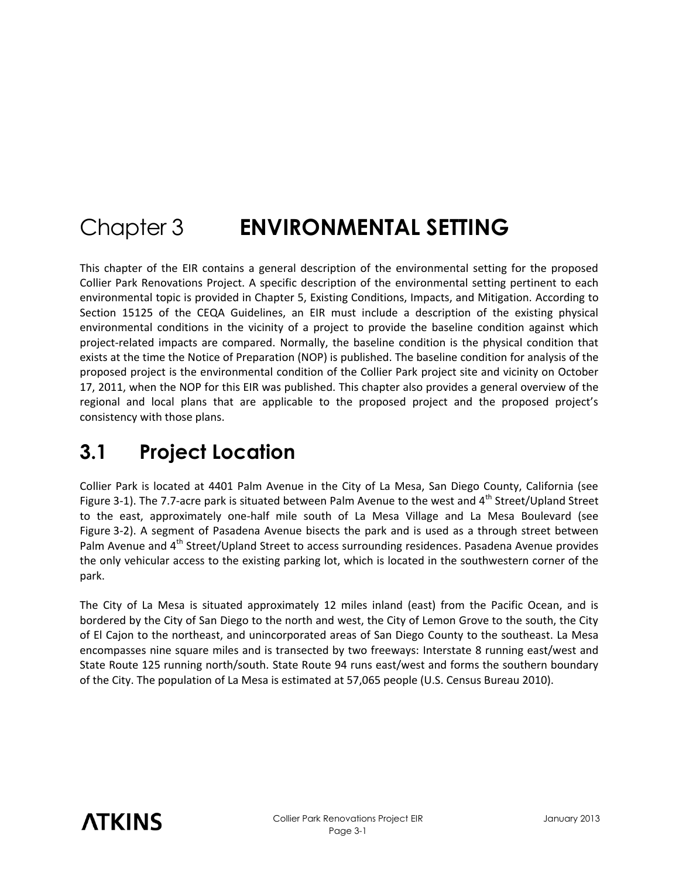# Chapter 3 ENVIRONMENTAL SETTING

This chapter of the EIR contains a general description of the environmental setting for the proposed Collier Park Renovations Project. A specific description of the environmental setting pertinent to each environmental topic is provided in Chapter 5, Existing Conditions, Impacts, and Mitigation. According to Section 15125 of the CEQA Guidelines, an EIR must include a description of the existing physical environmental conditions in the vicinity of a project to provide the baseline condition against which project-related impacts are compared. Normally, the baseline condition is the physical condition that exists at the time the Notice of Preparation (NOP) is published. The baseline condition for analysis of the proposed project is the environmental condition of the Collier Park project site and vicinity on October 17, 2011, when the NOP for this EIR was published. This chapter also provides a general overview of the regional and local plans that are applicable to the proposed project and the proposed project's consistency with those plans.

## 3.1 Project Location

Collier Park is located at 4401 Palm Avenue in the City of La Mesa, San Diego County, California (see Figure 3-1). The 7.7-acre park is situated between Palm Avenue to the west and 4th Street/Upland Street to the east, approximately one-half mile south of La Mesa Village and La Mesa Boulevard (see Figure 3-2). A segment of Pasadena Avenue bisects the park and is used as a through street between Palm Avenue and 4th Street/Upland Street to access surrounding residences. Pasadena Avenue provides the only vehicular access to the existing parking lot, which is located in the southwestern corner of the park.

The City of La Mesa is situated approximately 12 miles inland (east) from the Pacific Ocean, and is bordered by the City of San Diego to the north and west, the City of Lemon Grove to the south, the City of El Cajon to the northeast, and unincorporated areas of San Diego County to the southeast. La Mesa encompasses nine square miles and is transected by two freeways: Interstate 8 running east/west and State Route 125 running north/south. State Route 94 runs east/west and forms the southern boundary of the City. The population of La Mesa is estimated at 57,065 people (U.S. Census Bureau 2010).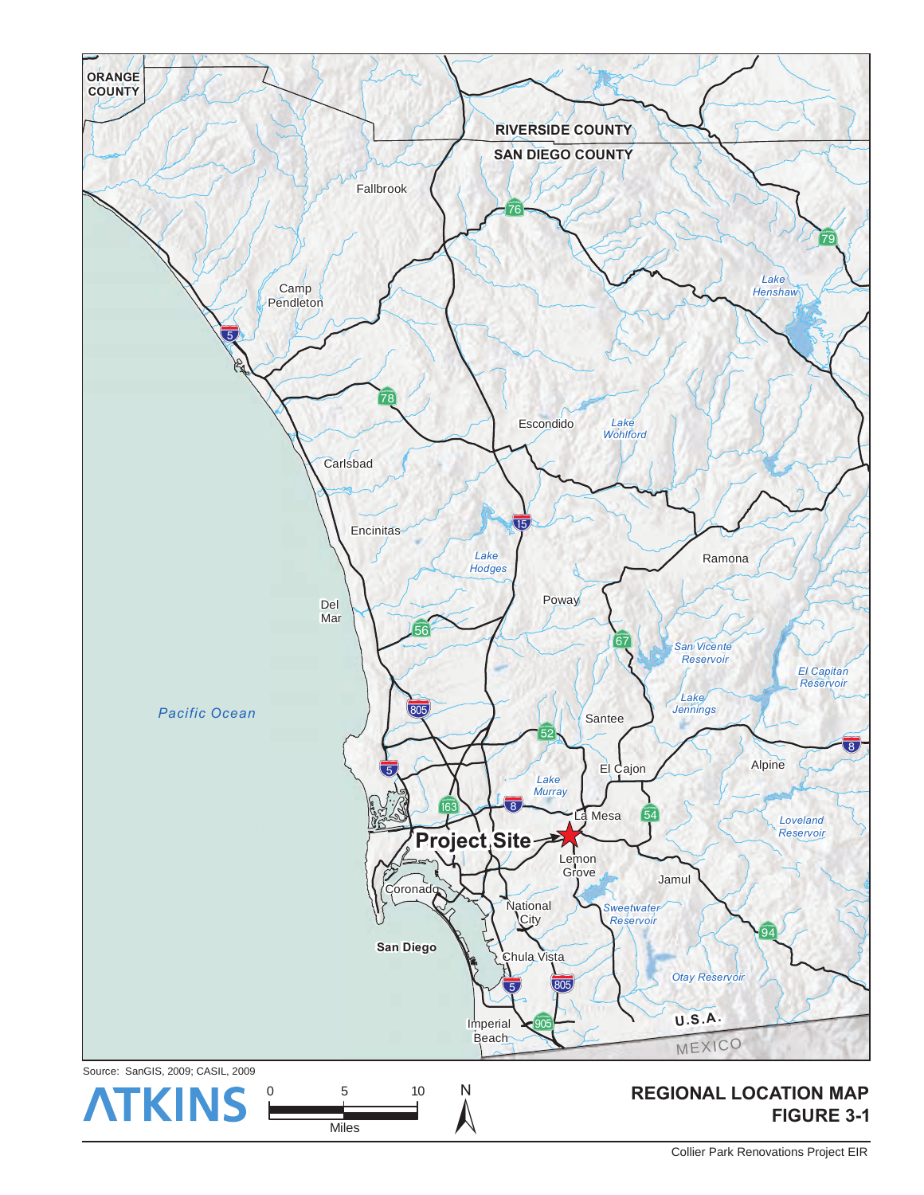Source: SanGIS, 2009; CASIL, 2009

**REGIONAL LOCATION MAP**
**FIGURE 3-1**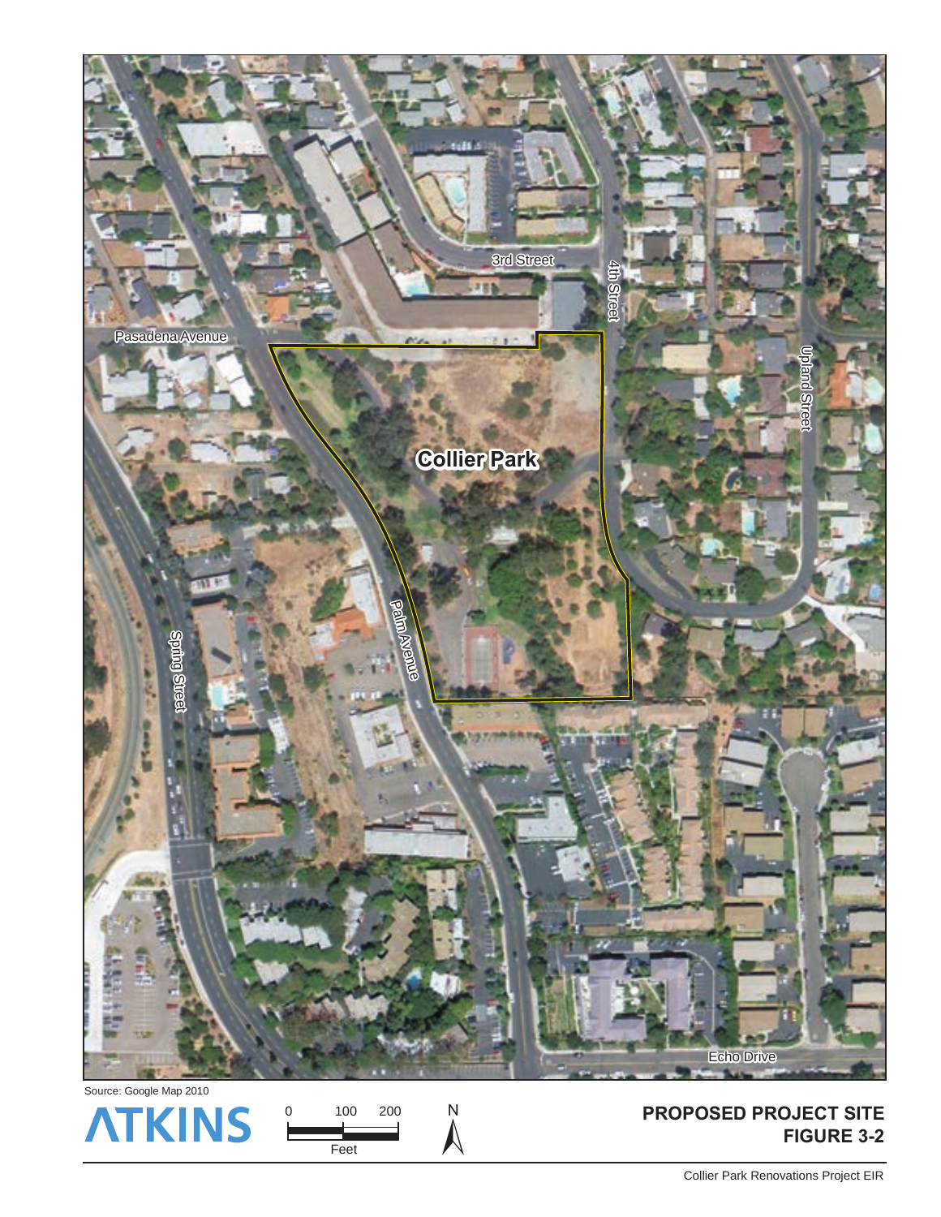Source: Google Map 2010

**PROPOSED PROJECT SITE**
**FIGURE 3-2**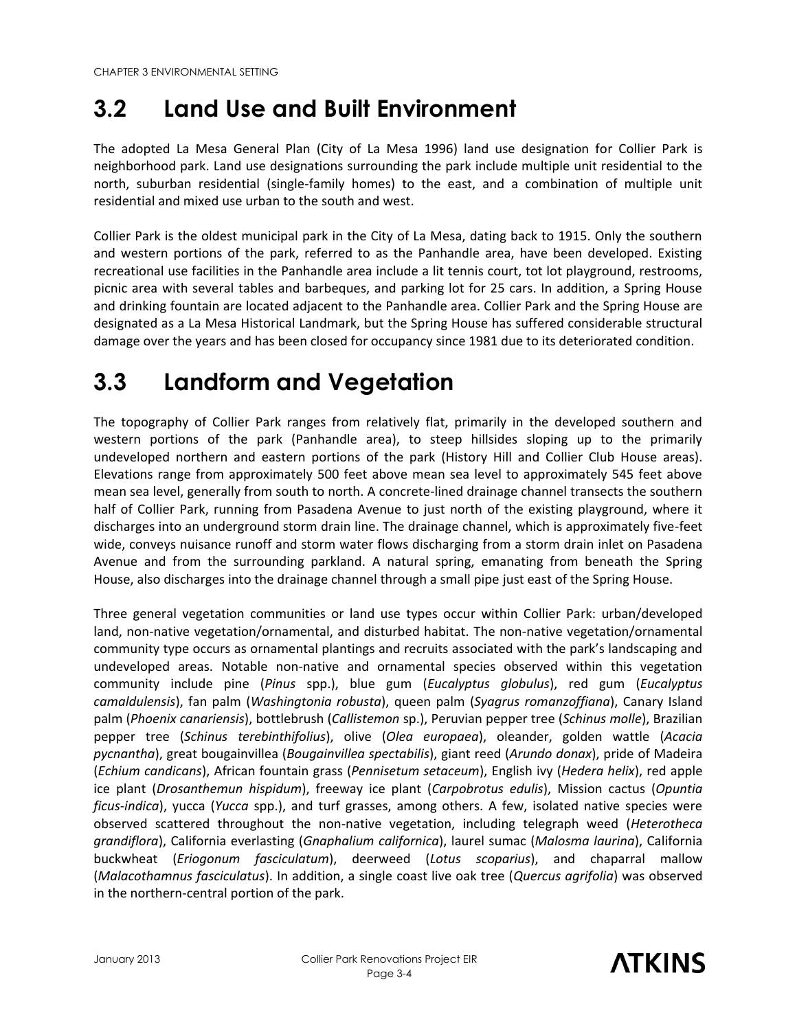## 3.2 Land Use and Built Environment

The adopted La Mesa General Plan (City of La Mesa 1996) land use designation for Collier Park is neighborhood park. Land use designations surrounding the park include multiple unit residential to the north, suburban residential (single-family homes) to the east, and a combination of multiple unit residential and mixed use urban to the south and west.

Collier Park is the oldest municipal park in the City of La Mesa, dating back to 1915. Only the southern and western portions of the park, referred to as the Panhandle area, have been developed. Existing recreational use facilities in the Panhandle area include a lit tennis court, tot lot playground, restrooms, picnic area with several tables and barbeques, and parking lot for 25 cars. In addition, a Spring House and drinking fountain are located adjacent to the Panhandle area. Collier Park and the Spring House are designated as a La Mesa Historical Landmark, but the Spring House has suffered considerable structural damage over the years and has been closed for occupancy since 1981 due to its deteriorated condition.

## 3.3 Landform and Vegetation

The topography of Collier Park ranges from relatively flat, primarily in the developed southern and western portions of the park (Panhandle area), to steep hillsides sloping up to the primarily undeveloped northern and eastern portions of the park (History Hill and Collier Club House areas). Elevations range from approximately 500 feet above mean sea level to approximately 545 feet above mean sea level, generally from south to north. A concrete-lined drainage channel transects the southern half of Collier Park, running from Pasadena Avenue to just north of the existing playground, where it discharges into an underground storm drain line. The drainage channel, which is approximately five-feet wide, conveys nuisance runoff and storm water flows discharging from a storm drain inlet on Pasadena Avenue and from the surrounding parkland. A natural spring, emanating from beneath the Spring House, also discharges into the drainage channel through a small pipe just east of the Spring House.

Three general vegetation communities or land use types occur within Collier Park: urban/developed land, non-native vegetation/ornamental, and disturbed habitat. The non-native vegetation/ornamental community type occurs as ornamental plantings and recruits associated with the park's landscaping and undeveloped areas. Notable non-native and ornamental species observed within this vegetation community include pine (*Pinus* spp.), blue gum (*Eucalyptus globulus*), red gum (*Eucalyptus camaldulensis*), fan palm (*Washingtonia robusta*), queen palm (*Syagrus romanzoffiana*), Canary Island palm (*Phoenix canariensis*), bottlebrush (*Callistemon* sp.), Peruvian pepper tree (*Schinus molle*), Brazilian pepper tree (*Schinus terebinthifolius*), olive (*Olea europaea*), oleander, golden wattle (*Acacia pycnantha*), great bougainvillea (*Bougainvillea spectabilis*), giant reed (*Arundo donax*), pride of Madeira (*Echium candicans*), African fountain grass (*Pennisetum setaceum*), English ivy (*Hedera helix*), red apple ice plant (*Drosanthemun hispidum*), freeway ice plant (*Carpobrotus edulis*), Mission cactus (*Opuntia ficus-indica*), yucca (*Yucca* spp.), and turf grasses, among others. A few, isolated native species were observed scattered throughout the non-native vegetation, including telegraph weed (*Heterotheca grandiflora*), California everlasting (*Gnaphalium californica*), laurel sumac (*Malosma laurina*), California buckwheat (*Eriogonum fasciculatum*), deerweed (*Lotus scoparius*), and chaparral mallow (*Malacothamnus fasciculatus*). In addition, a single coast live oak tree (*Quercus agrifolia*) was observed in the northern-central portion of the park.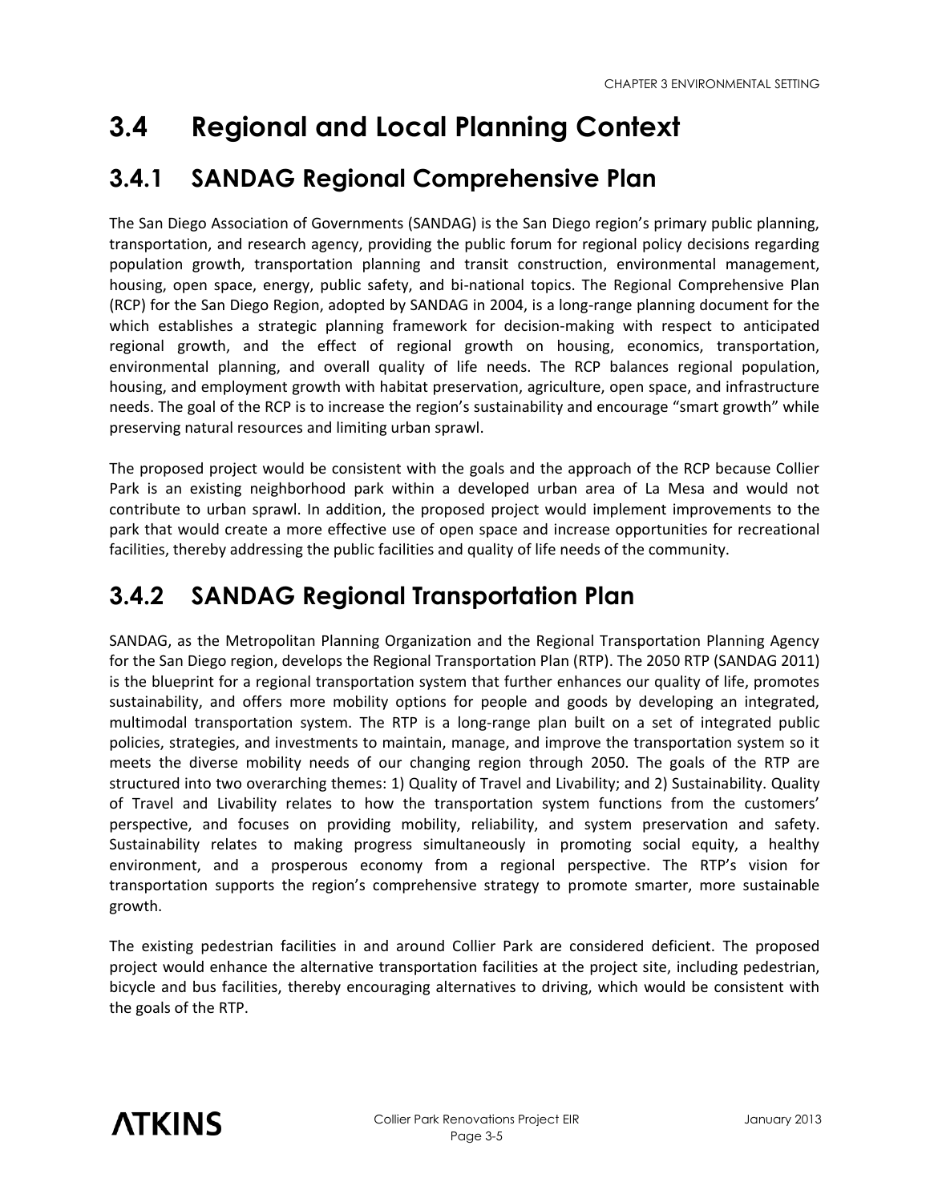# 3.4 Regional and Local Planning Context

## 3.4.1 SANDAG Regional Comprehensive Plan

The San Diego Association of Governments (SANDAG) is the San Diego region's primary public planning, transportation, and research agency, providing the public forum for regional policy decisions regarding population growth, transportation planning and transit construction, environmental management, housing, open space, energy, public safety, and bi-national topics. The Regional Comprehensive Plan (RCP) for the San Diego Region, adopted by SANDAG in 2004, is a long-range planning document for the which establishes a strategic planning framework for decision-making with respect to anticipated regional growth, and the effect of regional growth on housing, economics, transportation, environmental planning, and overall quality of life needs. The RCP balances regional population, housing, and employment growth with habitat preservation, agriculture, open space, and infrastructure needs. The goal of the RCP is to increase the region's sustainability and encourage "smart growth" while preserving natural resources and limiting urban sprawl.

The proposed project would be consistent with the goals and the approach of the RCP because Collier Park is an existing neighborhood park within a developed urban area of La Mesa and would not contribute to urban sprawl. In addition, the proposed project would implement improvements to the park that would create a more effective use of open space and increase opportunities for recreational facilities, thereby addressing the public facilities and quality of life needs of the community.

## 3.4.2 SANDAG Regional Transportation Plan

SANDAG, as the Metropolitan Planning Organization and the Regional Transportation Planning Agency for the San Diego region, develops the Regional Transportation Plan (RTP). The 2050 RTP (SANDAG 2011) is the blueprint for a regional transportation system that further enhances our quality of life, promotes sustainability, and offers more mobility options for people and goods by developing an integrated, multimodal transportation system. The RTP is a long-range plan built on a set of integrated public policies, strategies, and investments to maintain, manage, and improve the transportation system so it meets the diverse mobility needs of our changing region through 2050. The goals of the RTP are structured into two overarching themes: 1) Quality of Travel and Livability; and 2) Sustainability. Quality of Travel and Livability relates to how the transportation system functions from the customers' perspective, and focuses on providing mobility, reliability, and system preservation and safety. Sustainability relates to making progress simultaneously in promoting social equity, a healthy environment, and a prosperous economy from a regional perspective. The RTP's vision for transportation supports the region's comprehensive strategy to promote smarter, more sustainable growth.

The existing pedestrian facilities in and around Collier Park are considered deficient. The proposed project would enhance the alternative transportation facilities at the project site, including pedestrian, bicycle and bus facilities, thereby encouraging alternatives to driving, which would be consistent with the goals of the RTP.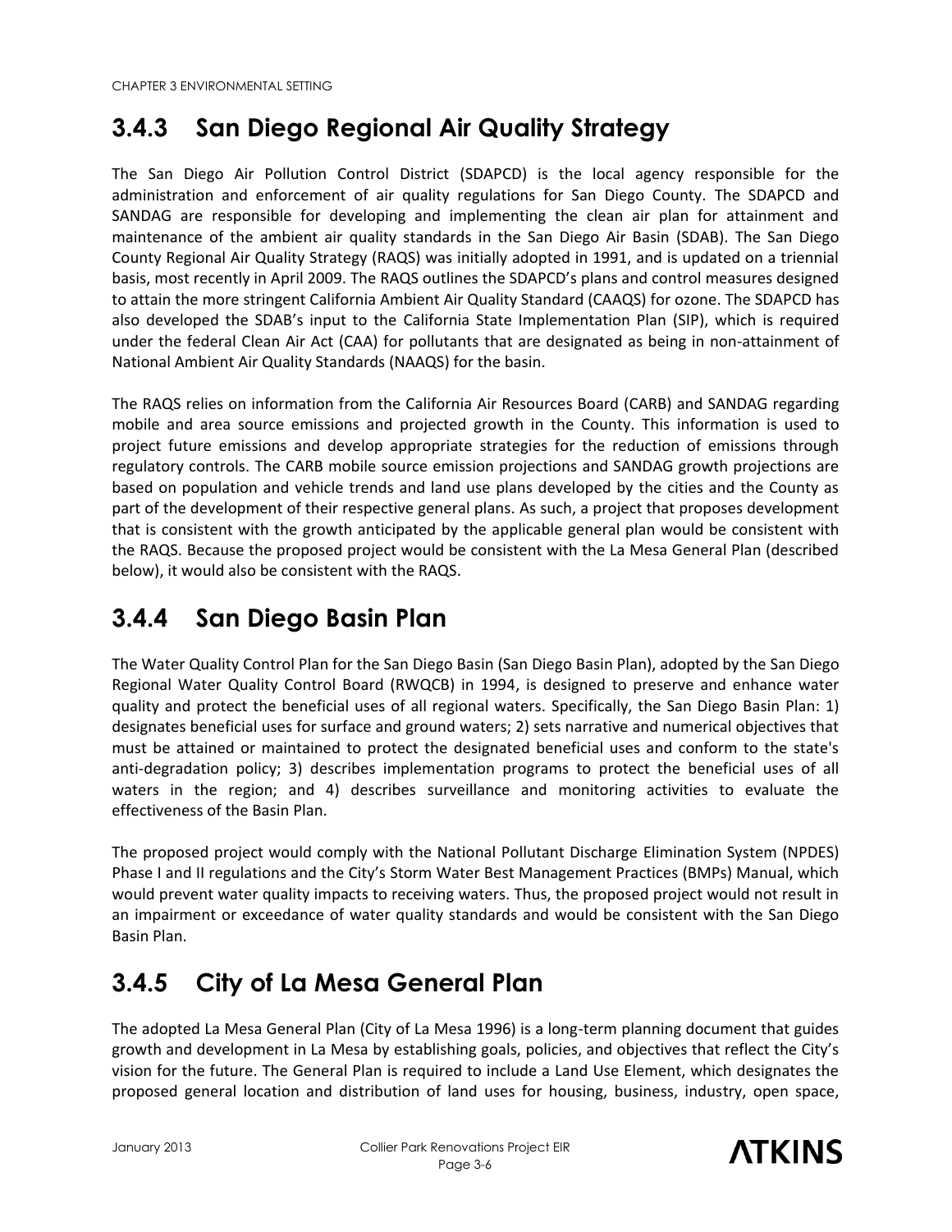## 3.4.3 San Diego Regional Air Quality Strategy

The San Diego Air Pollution Control District (SDAPCD) is the local agency responsible for the administration and enforcement of air quality regulations for San Diego County. The SDAPCD and SANDAG are responsible for developing and implementing the clean air plan for attainment and maintenance of the ambient air quality standards in the San Diego Air Basin (SDAB). The San Diego County Regional Air Quality Strategy (RAQS) was initially adopted in 1991, and is updated on a triennial basis, most recently in April 2009. The RAQS outlines the SDAPCD's plans and control measures designed to attain the more stringent California Ambient Air Quality Standard (CAAQS) for ozone. The SDAPCD has also developed the SDAB's input to the California State Implementation Plan (SIP), which is required under the federal Clean Air Act (CAA) for pollutants that are designated as being in non-attainment of National Ambient Air Quality Standards (NAAQS) for the basin.

The RAQS relies on information from the California Air Resources Board (CARB) and SANDAG regarding mobile and area source emissions and projected growth in the County. This information is used to project future emissions and develop appropriate strategies for the reduction of emissions through regulatory controls. The CARB mobile source emission projections and SANDAG growth projections are based on population and vehicle trends and land use plans developed by the cities and the County as part of the development of their respective general plans. As such, a project that proposes development that is consistent with the growth anticipated by the applicable general plan would be consistent with the RAQS. Because the proposed project would be consistent with the La Mesa General Plan (described below), it would also be consistent with the RAQS.

## 3.4.4 San Diego Basin Plan

The Water Quality Control Plan for the San Diego Basin (San Diego Basin Plan), adopted by the San Diego Regional Water Quality Control Board (RWQCB) in 1994, is designed to preserve and enhance water quality and protect the beneficial uses of all regional waters. Specifically, the San Diego Basin Plan: 1) designates beneficial uses for surface and ground waters; 2) sets narrative and numerical objectives that must be attained or maintained to protect the designated beneficial uses and conform to the state's anti-degradation policy; 3) describes implementation programs to protect the beneficial uses of all waters in the region; and 4) describes surveillance and monitoring activities to evaluate the effectiveness of the Basin Plan.

The proposed project would comply with the National Pollutant Discharge Elimination System (NPDES) Phase I and II regulations and the City's Storm Water Best Management Practices (BMPs) Manual, which would prevent water quality impacts to receiving waters. Thus, the proposed project would not result in an impairment or exceedance of water quality standards and would be consistent with the San Diego Basin Plan.

## 3.4.5 City of La Mesa General Plan

The adopted La Mesa General Plan (City of La Mesa 1996) is a long-term planning document that guides growth and development in La Mesa by establishing goals, policies, and objectives that reflect the City's vision for the future. The General Plan is required to include a Land Use Element, which designates the proposed general location and distribution of land uses for housing, business, industry, open space,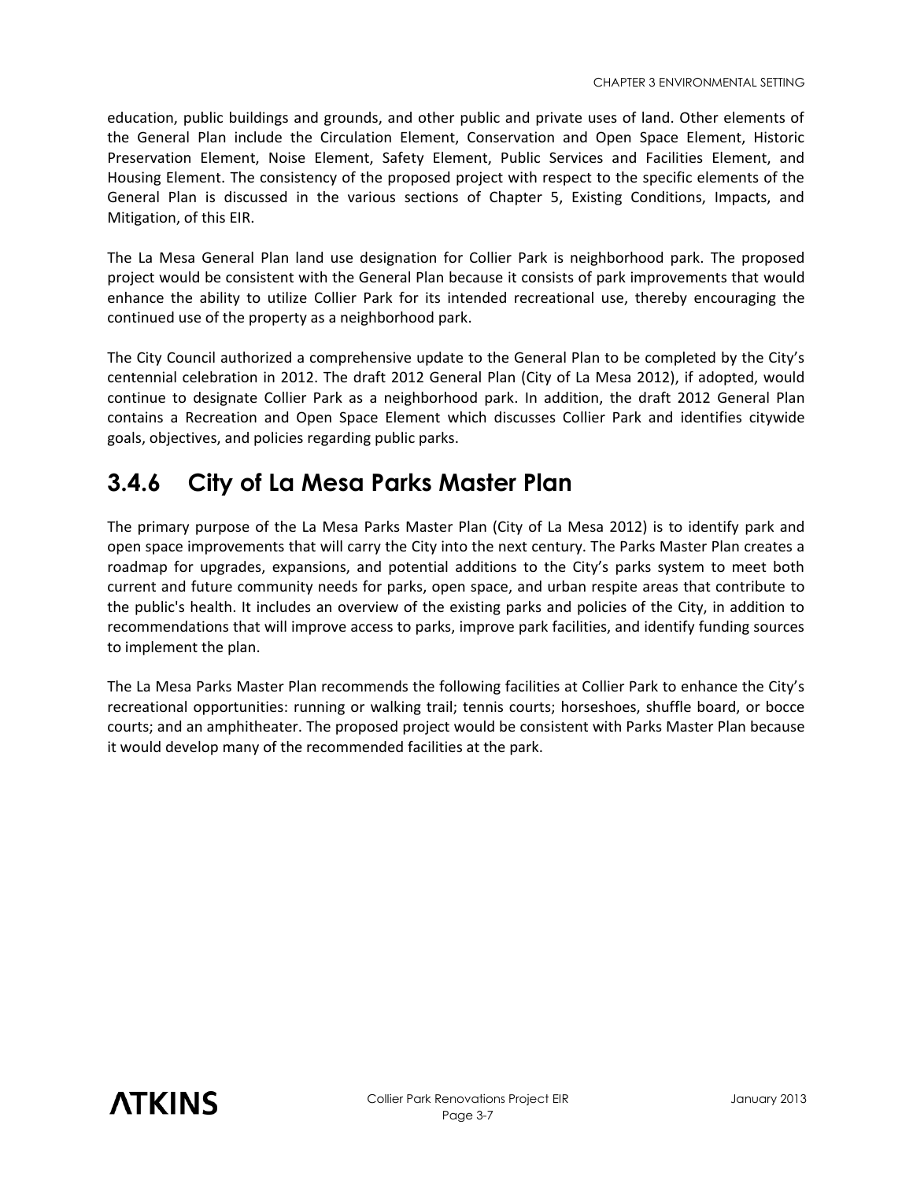education, public buildings and grounds, and other public and private uses of land. Other elements of the General Plan include the Circulation Element, Conservation and Open Space Element, Historic Preservation Element, Noise Element, Safety Element, Public Services and Facilities Element, and Housing Element. The consistency of the proposed project with respect to the specific elements of the General Plan is discussed in the various sections of Chapter 5, Existing Conditions, Impacts, and Mitigation, of this EIR.

The La Mesa General Plan land use designation for Collier Park is neighborhood park. The proposed project would be consistent with the General Plan because it consists of park improvements that would enhance the ability to utilize Collier Park for its intended recreational use, thereby encouraging the continued use of the property as a neighborhood park.

The City Council authorized a comprehensive update to the General Plan to be completed by the City's centennial celebration in 2012. The draft 2012 General Plan (City of La Mesa 2012), if adopted, would continue to designate Collier Park as a neighborhood park. In addition, the draft 2012 General Plan contains a Recreation and Open Space Element which discusses Collier Park and identifies citywide goals, objectives, and policies regarding public parks.

## 3.4.6 City of La Mesa Parks Master Plan

The primary purpose of the La Mesa Parks Master Plan (City of La Mesa 2012) is to identify park and open space improvements that will carry the City into the next century. The Parks Master Plan creates a roadmap for upgrades, expansions, and potential additions to the City's parks system to meet both current and future community needs for parks, open space, and urban respite areas that contribute to the public's health. It includes an overview of the existing parks and policies of the City, in addition to recommendations that will improve access to parks, improve park facilities, and identify funding sources to implement the plan.

The La Mesa Parks Master Plan recommends the following facilities at Collier Park to enhance the City's recreational opportunities: running or walking trail; tennis courts; horseshoes, shuffle board, or bocce courts; and an amphitheater. The proposed project would be consistent with Parks Master Plan because it would develop many of the recommended facilities at the park.